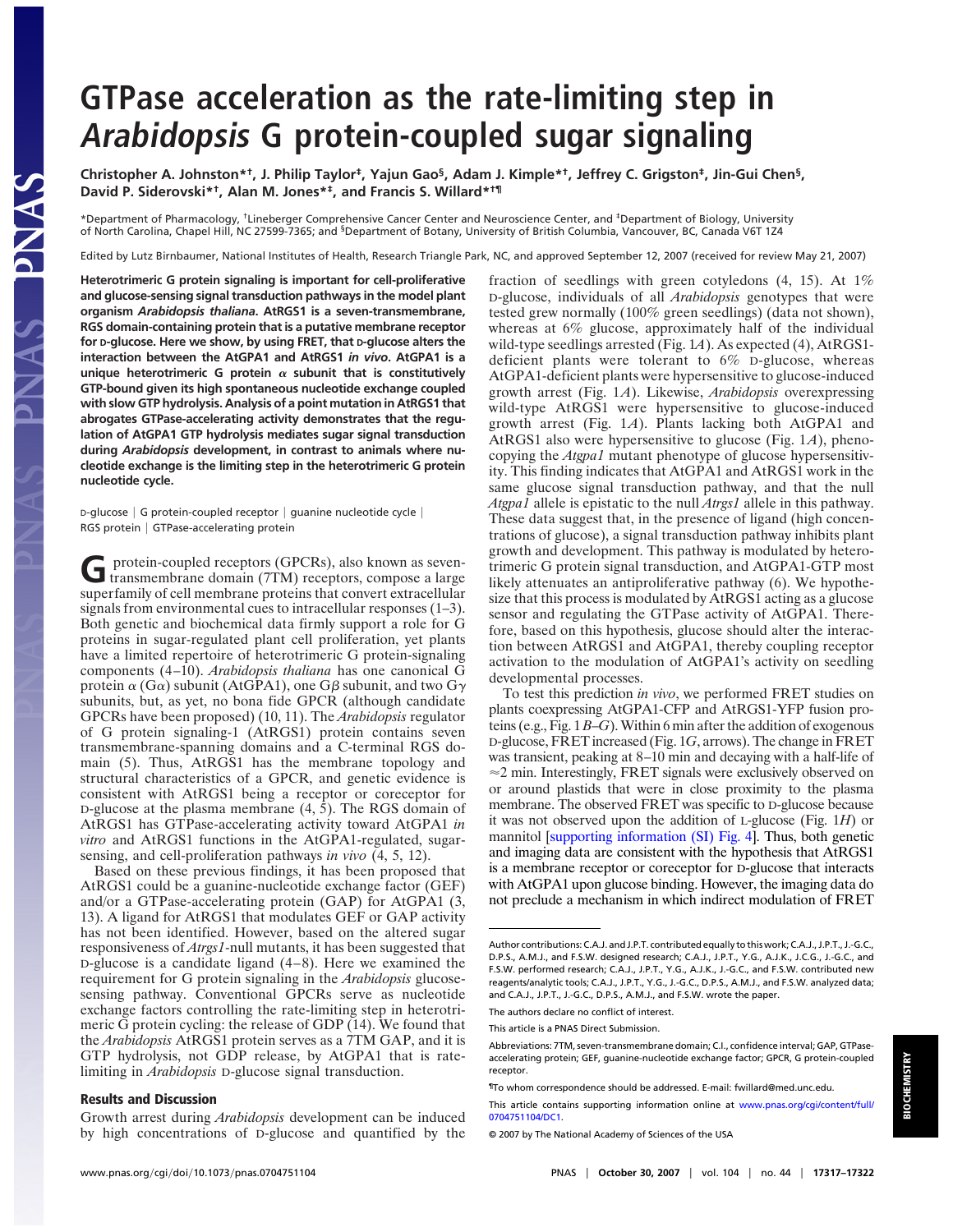# GTPase acceleration as the rate-limiting step in *Arabidopsis* G protein-coupled sugar signaling

**Christopher A. Johnston*†, J. Philip Taylor‡, Yajun Gao§, Adam J. Kimple*†, Jeffrey C. Grigston‡, Jin-Gui Chen§, David P. Siderovski*†, Alan M. Jones*‡, and Francis S. Willard*†¶**

*Department of Pharmacology, †Lineberger Comprehensive Cancer Center and Neuroscience Center, and ‡Department of Biology, University of North Carolina, Chapel Hill, NC 27599-7365; and §Department of Botany, University of British Columbia, Vancouver, BC, Canada V6T 1Z4

Edited by Lutz Birnbaumer, National Institutes of Health, Research Triangle Park, NC, and approved September 12, 2007 (received for review May 21, 2007)

**Heterotrimeric G protein signaling is important for cell-proliferative and glucose-sensing signal transduction pathways in the model plant organism *Arabidopsis thaliana*. AtRGS1 is a seven-transmembrane, RGS domain-containing protein that is a putative membrane receptor for D-glucose. Here we show, by using FRET, that D-glucose alters the interaction between the AtGPA1 and AtRGS1 *in vivo*. AtGPA1 is a unique heterotrimeric G protein α subunit that is constitutively GTP-bound given its high spontaneous nucleotide exchange coupled with slow GTP hydrolysis. Analysis of a point mutation in AtRGS1 that abrogates GTPase-accelerating activity demonstrates that the regulation of AtGPA1 GTP hydrolysis mediates sugar signal transduction during *Arabidopsis* development, in contrast to animals where nucleotide exchange is the limiting step in the heterotrimeric G protein nucleotide cycle.**

D-glucose | G protein-coupled receptor | guanine nucleotide cycle | RGS protein | GTPase-accelerating protein

G protein-coupled receptors (GPCRs), also known as seven-transmembrane domain (7TM) receptors, compose a large superfamily of cell membrane proteins that convert extracellular signals from environmental cues to intracellular responses (1–3). Both genetic and biochemical data firmly support a role for G proteins in sugar-regulated plant cell proliferation, yet plants have a limited repertoire of heterotrimeric G protein-signaling components (4–10). *Arabidopsis thaliana* has one canonical G protein α (Gα) subunit (AtGPA1), one Gβ subunit, and two Gγ subunits, but, as yet, no bona fide GPCR (although candidate GPCRs have been proposed) (10, 11). The *Arabidopsis* regulator of G protein signaling-1 (AtRGS1) protein contains seven transmembrane-spanning domains and a C-terminal RGS domain (5). Thus, AtRGS1 has the membrane topology and structural characteristics of a GPCR, and genetic evidence is consistent with AtRGS1 being a receptor or coreceptor for D-glucose at the plasma membrane (4, 5). The RGS domain of AtRGS1 has GTPase-accelerating activity toward AtGPA1 *in vitro* and AtRGS1 functions in the AtGPA1-regulated, sugar-sensing, and cell-proliferation pathways *in vivo* (4, 5, 12).

Based on these previous findings, it has been proposed that AtRGS1 could be a guanine-nucleotide exchange factor (GEF) and/or a GTPase-accelerating protein (GAP) for AtGPA1 (3, 13). A ligand for AtRGS1 that modulates GEF or GAP activity has not been identified. However, based on the altered sugar responsiveness of *Atrgs1*-null mutants, it has been suggested that D-glucose is a candidate ligand (4–8). Here we examined the requirement for G protein signaling in the *Arabidopsis* glucose-sensing pathway. Conventional GPCRs serve as nucleotide exchange factors controlling the rate-limiting step in heterotrimeric G protein cycling: the release of GDP (14). We found that the *Arabidopsis* AtRGS1 protein serves as a 7TM GAP, and it is GTP hydrolysis, not GDP release, by AtGPA1 that is rate-limiting in *Arabidopsis* D-glucose signal transduction.

## Results and Discussion

Growth arrest during *Arabidopsis* development can be induced by high concentrations of D-glucose and quantified by the fraction of seedlings with green cotyledons (4, 15). At 1% D-glucose, individuals of all *Arabidopsis* genotypes that were tested grew normally (100% green seedlings) (data not shown), whereas at 6% glucose, approximately half of the individual wild-type seedlings arrested (Fig. 1*A*). As expected (4), AtRGS1-deficient plants were tolerant to 6% D-glucose, whereas AtGPA1-deficient plants were hypersensitive to glucose-induced growth arrest (Fig. 1*A*). Likewise, *Arabidopsis* overexpressing wild-type AtRGS1 were hypersensitive to glucose-induced growth arrest (Fig. 1*A*). Plants lacking both AtGPA1 and AtRGS1 also were hypersensitive to glucose (Fig. 1*A*), phenocopying the *Atgpa1* mutant phenotype of glucose hypersensitivity. This finding indicates that AtGPA1 and AtRGS1 work in the same glucose signal transduction pathway, and that the null *Atgpa1* allele is epistatic to the null *Atrgs1* allele in this pathway. These data suggest that, in the presence of ligand (high concentrations of glucose), a signal transduction pathway inhibits plant growth and development. This pathway is modulated by heterotrimeric G protein signal transduction, and AtGPA1-GTP most likely attenuates an antiproliferative pathway (6). We hypothesize that this process is modulated by AtRGS1 acting as a glucose sensor and regulating the GTPase activity of AtGPA1. Therefore, based on this hypothesis, glucose should alter the interaction between AtRGS1 and AtGPA1, thereby coupling receptor activation to the modulation of AtGPA1's activity on seedling developmental processes.

To test this prediction *in vivo*, we performed FRET studies on plants coexpressing AtGPA1-CFP and AtRGS1-YFP fusion proteins (e.g., Fig. 1 *B*–*G*). Within 6 min after the addition of exogenous D-glucose, FRET increased (Fig. 1*G*, arrows). The change in FRET was transient, peaking at 8–10 min and decaying with a half-life of ≈2 min. Interestingly, FRET signals were exclusively observed on or around plastids that were in close proximity to the plasma membrane. The observed FRET was specific to D-glucose because it was not observed upon the addition of L-glucose (Fig. 1*H*) or mannitol [supporting information (SI) Fig. 4]. Thus, both genetic and imaging data are consistent with the hypothesis that AtRGS1 is a membrane receptor or coreceptor for D-glucose that interacts with AtGPA1 upon glucose binding. However, the imaging data do not preclude a mechanism in which indirect modulation of FRET

Author contributions: C.A.J. and J.P.T. contributed equally to this work; C.A.J., J.P.T., J.-G.C., D.P.S., A.M.J., and F.S.W. designed research; C.A.J., J.P.T., Y.G., A.J.K., J.C.G., J.-G.C., and F.S.W. performed research; C.A.J., J.P.T., Y.G., A.J.K., J.-G.C., and F.S.W. contributed new reagents/analytic tools; C.A.J., J.P.T., Y.G., J.-G.C., D.P.S., A.M.J., and F.S.W. analyzed data; and C.A.J., J.P.T., J.-G.C., D.P.S., A.M.J., and F.S.W. wrote the paper.

The authors declare no conflict of interest.

This article is a PNAS Direct Submission.

Abbreviations: 7TM, seven-transmembrane domain; C.I., confidence interval; GAP, GTPase-accelerating protein; GEF, guanine-nucleotide exchange factor; GPCR, G protein-coupled receptor.

¶To whom correspondence should be addressed. E-mail: fwillard@med.unc.edu.

This article contains supporting information online at www.pnas.org/cgi/content/full/0704751104/DC1.

© 2007 by The National Academy of Sciences of the USA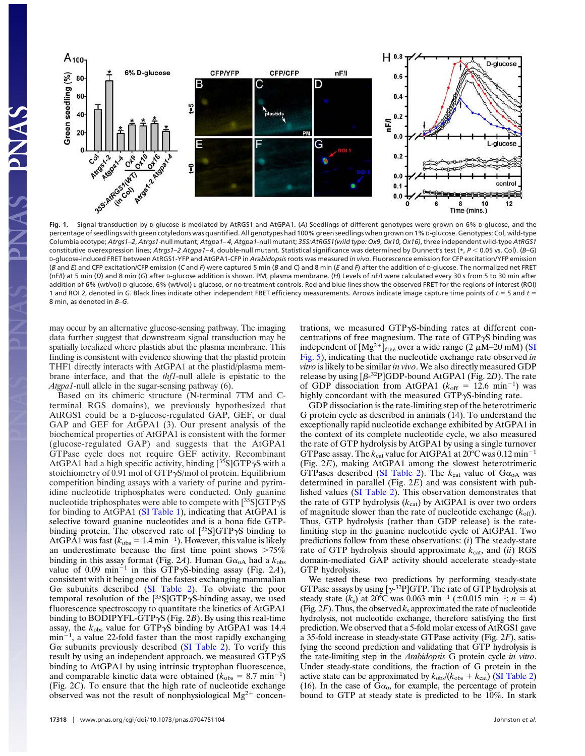**Fig. 1.** Signal transduction by D-glucose is mediated by AtRGS1 and AtGPA1. (*A*) Seedlings of different genotypes were grown on 6% D-glucose, and the percentage of seedlings with green cotyledons was quantified. All genotypes had 100% green seedlings when grown on 1% D-glucose. Genotypes: Col, wild-type Columbia ecotype; *Atrgs1–2*, *Atrgs1*-null mutant; *Atgpa1–4*, *Atgpa1*-null mutant; *35S:AtRGS1(wild type: Ox9, Ox10, Ox16)*, three independent wild-type *AtRGS1* constitutive overexpression lines; *Atrgs1–2 Atgpa1–4*, double-null mutant. Statistical significance was determined by Dunnett's test (*, $P < 0.05$ vs. Col). (*B–G*) D-glucose-induced FRET between AtRGS1-YFP and AtGPA1-CFP in *Arabidopsis* roots was measured *in vivo*. Fluorescence emission for CFP excitation/YFP emission (*B* and *E*) and CFP excitation/CFP emission (*C* and *F*) were captured 5 min (*B* and *C*) and 8 min (*E* and *F*) after the addition of D-glucose. The normalized net FRET (nF/I) at 5 min (*D*) and 8 min (*G*) after D-glucose addition is shown. PM, plasma membrane. (*H*) Levels of nF/I were calculated every 30 s from 5 to 30 min after addition of 6% (wt/vol) D-glucose, 6% (wt/vol) L-glucose, or no treatment controls. Red and blue lines show the observed FRET for the regions of interest (ROI) 1 and ROI 2, denoted in *G*. Black lines indicate other independent FRET efficiency measurements. Arrows indicate image capture time points of $t$ = 5 and $t$ = 8 min, as denoted in *B–G*.

may occur by an alternative glucose-sensing pathway. The imaging data further suggest that downstream signal transduction may be spatially localized where plastids abut the plasma membrane. This finding is consistent with evidence showing that the plastid protein THF1 directly interacts with AtGPA1 at the plastid/plasma membrane interface, and that the *thf1*-null allele is epistatic to the *Atgpa1*-null allele in the sugar-sensing pathway (6).

Based on its chimeric structure (N-terminal 7TM and C-terminal RGS domains), we previously hypothesized that AtRGS1 could be a D-glucose-regulated GAP, GEF, or dual GAP and GEF for AtGPA1 (3). Our present analysis of the biochemical properties of AtGPA1 is consistent with the former (glucose-regulated GAP) and suggests that the AtGPA1 GTPase cycle does not require GEF activity. Recombinant AtGPA1 had a high specific activity, binding [$^{35}$S]GTPγS with a stoichiometry of 0.91 mol of GTPγS/mol of protein. Equilibrium competition binding assays with a variety of purine and pyrimidine nucleotide triphosphates were conducted. Only guanine nucleotide triphosphates were able to compete with [$^{35}$S]GTPγS for binding to AtGPA1 (SI Table 1), indicating that AtGPA1 is selective toward guanine nucleotides and is a bona fide GTP-binding protein. The observed rate of [$^{35}$S]GTPγS binding to AtGPA1 was fast ($k_{obs}$ = 1.4 min$^{-1}$). However, this value is likely an underestimate because the first time point shows >75% binding in this assay format (Fig. 2*A*). Human $G\alpha_{oA}$ had a $k_{obs}$ value of 0.09 min$^{-1}$ in this GTPγS-binding assay (Fig. 2*A*), consistent with it being one of the fastest exchanging mammalian Gα subunits described (SI Table 2). To obviate the poor temporal resolution of the [$^{35}$S]GTPγS-binding assay, we used fluorescence spectroscopy to quantitate the kinetics of AtGPA1 binding to BODIPYFL-GTPγS (Fig. 2*B*). By using this real-time assay, the $k_{obs}$ value for GTPγS binding by AtGPA1 was 14.4 min$^{-1}$, a value 22-fold faster than the most rapidly exchanging Gα subunits previously described (SI Table 2). To verify this result by using an independent approach, we measured GTPγS binding to AtGPA1 by using intrinsic tryptophan fluorescence, and comparable kinetic data were obtained ($k_{obs}$ = 8.7 min$^{-1}$) (Fig. 2*C*). To ensure that the high rate of nucleotide exchange observed was not the result of nonphysiological $Mg^{2+}$ concentrations, we measured GTPγS-binding rates at different concentrations of free magnesium. The rate of GTPγS binding was independent of $[Mg^{2+}]_{free}$ over a wide range (2 μM–20 mM) (SI Fig. 5), indicating that the nucleotide exchange rate observed *in vitro* is likely to be similar *in vivo*. We also directly measured GDP release by using [β-$^{32}$P]GDP-bound AtGPA1 (Fig. 2*D*). The rate of GDP dissociation from AtGPA1 ($k_{off}$ = 12.6 min$^{-1}$) was highly concordant with the measured GTPγS-binding rate.

GDP dissociation is the rate-limiting step of the heterotrimeric G protein cycle as described in animals (14). To understand the exceptionally rapid nucleotide exchange exhibited by AtGPA1 in the context of its complete nucleotide cycle, we also measured the rate of GTP hydrolysis by AtGPA1 by using a single turnover GTPase assay. The $k_{cat}$ value for AtGPA1 at 20°C was 0.12 min$^{-1}$ (Fig. 2*E*), making AtGPA1 among the slowest heterotrimeric GTPases described (SI Table 2). The $k_{cat}$ value of $G\alpha_{oA}$ was determined in parallel (Fig. 2*E*) and was consistent with published values (SI Table 2). This observation demonstrates that the rate of GTP hydrolysis ($k_{cat}$) by AtGPA1 is over two orders of magnitude slower than the rate of nucleotide exchange ($k_{off}$). Thus, GTP hydrolysis (rather than GDP release) is the rate-limiting step in the guanine nucleotide cycle of AtGPA1. Two predictions follow from these observations: (*i*) The steady-state rate of GTP hydrolysis should approximate $k_{cat}$, and (*ii*) RGS domain-mediated GAP activity should accelerate steady-state GTP hydrolysis.

We tested these two predictions by performing steady-state GTPase assays by using [γ-$^{32}$P]GTP. The rate of GTP hydrolysis at steady state ($k_s$) at 20°C was 0.063 min$^{-1}$ (±0.015 min$^{-1}$; $n$ = 4) (Fig. 2*F*). Thus, the observed $k_s$ approximated the rate of nucleotide hydrolysis, not nucleotide exchange, therefore satisfying the first prediction. We observed that a 5-fold molar excess of AtRGS1 gave a 35-fold increase in steady-state GTPase activity (Fig. 2*F*), satisfying the second prediction and validating that GTP hydrolysis is the rate-limiting step in the *Arabidopsis* G protein cycle *in vitro*. Under steady-state conditions, the fraction of G protein in the active state can be approximated by $k_{obs}/(k_{obs} + k_{cat})$ (SI Table 2) (16). In the case of $G\alpha_o$, for example, the percentage of protein bound to GTP at steady state is predicted to be 10%. In stark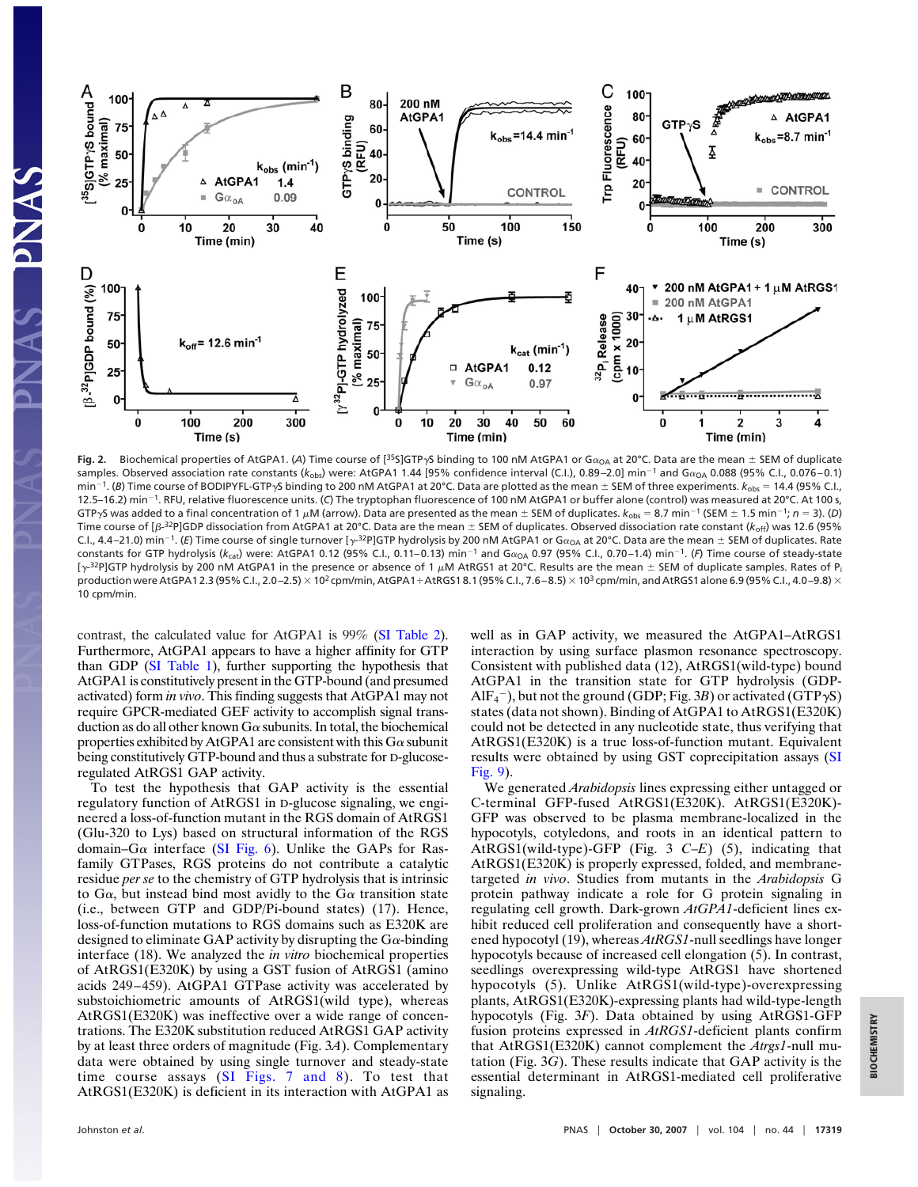Fig. 2. Biochemical properties of AtGPA1. (*A*) Time course of [$^{35}$S]GTPγS binding to 100 nM AtGPA1 or $G\alpha_{OA}$ at 20°C. Data are the mean ± SEM of duplicate samples. Observed association rate constants ($k_{obs}$) were: AtGPA1 1.44 [95% confidence interval (C.I.), 0.89–2.0] min$^{-1}$ and $G\alpha_{OA}$ 0.088 (95% C.I., 0.076–0.1) min$^{-1}$. (*B*) Time course of BODIPYFL-GTPγS binding to 200 nM AtGPA1 at 20°C. Data are plotted as the mean ± SEM of three experiments. $k_{obs}$ = 14.4 (95% C.I., 12.5–16.2) min$^{-1}$. RFU, relative fluorescence units. (*C*) The tryptophan fluorescence of 100 nM AtGPA1 or buffer alone (control) was measured at 20°C. At 100 s, GTPγS was added to a final concentration of 1 μM (arrow). Data are presented as the mean ± SEM of duplicates. $k_{obs}$ = 8.7 min$^{-1}$ (SEM ± 1.5 min$^{-1}$; $n$ = 3). (*D*) Time course of [β-$^{32}$P]GDP dissociation from AtGPA1 at 20°C. Data are the mean ± SEM of duplicates. Observed dissociation rate constant ($k_{off}$) was 12.6 (95% C.I., 4.4–21.0) min$^{-1}$. (*E*) Time course of single turnover [γ-$^{32}$P]GTP hydrolysis by 200 nM AtGPA1 or $G\alpha_{OA}$ at 20°C. Data are the mean ± SEM of duplicates. Rate constants for GTP hydrolysis ($k_{cat}$) were: AtGPA1 0.12 (95% C.I., 0.11–0.13) min$^{-1}$ and $G\alpha_{OA}$ 0.97 (95% C.I., 0.70–1.4) min$^{-1}$. (*F*) Time course of steady-state [γ-$^{32}$P]GTP hydrolysis by 200 nM AtGPA1 in the presence or absence of 1 μM AtRGS1 at 20°C. Results are the mean ± SEM of duplicate samples. Rates of $P_i$ production were AtGPA1 2.3 (95% C.I., 2.0–2.5) × $10^2$ cpm/min, AtGPA1+AtRGS1 8.1 (95% C.I., 7.6–8.5) × $10^3$ cpm/min, and AtRGS1 alone 6.9 (95% C.I., 4.0–9.8) × 10 cpm/min.

contrast, the calculated value for AtGPA1 is 99% (SI Table 2). Furthermore, AtGPA1 appears to have a higher affinity for GTP than GDP (SI Table 1), further supporting the hypothesis that AtGPA1 is constitutively present in the GTP-bound (and presumed activated) form *in vivo*. This finding suggests that AtGPA1 may not require GPCR-mediated GEF activity to accomplish signal transduction as do all other known Gα subunits. In total, the biochemical properties exhibited by AtGPA1 are consistent with this Gα subunit being constitutively GTP-bound and thus a substrate for D-glucose-regulated AtRGS1 GAP activity.

To test the hypothesis that GAP activity is the essential regulatory function of AtRGS1 in D-glucose signaling, we engineered a loss-of-function mutant in the RGS domain of AtRGS1 (Glu-320 to Lys) based on structural information of the RGS domain–Gα interface (SI Fig. 6). Unlike the GAPs for Ras-family GTPases, RGS proteins do not contribute a catalytic residue *per se* to the chemistry of GTP hydrolysis that is intrinsic to Gα, but instead bind most avidly to the Gα transition state (i.e., between GTP and GDP/Pi-bound states) (17). Hence, loss-of-function mutations to RGS domains such as E320K are designed to eliminate GAP activity by disrupting the Gα-binding interface (18). We analyzed the *in vitro* biochemical properties of AtRGS1(E320K) by using a GST fusion of AtRGS1 (amino acids 249–459). AtGPA1 GTPase activity was accelerated by substoichiometric amounts of AtRGS1(wild type), whereas AtRGS1(E320K) was ineffective over a wide range of concentrations. The E320K substitution reduced AtRGS1 GAP activity by at least three orders of magnitude (Fig. 3*A*). Complementary data were obtained by using single turnover and steady-state time course assays (SI Figs. 7 and 8). To test that AtRGS1(E320K) is deficient in its interaction with AtGPA1 as well as in GAP activity, we measured the AtGPA1–AtRGS1 interaction by using surface plasmon resonance spectroscopy. Consistent with published data (12), AtRGS1(wild-type) bound AtGPA1 in the transition state for GTP hydrolysis (GDP-$AlF_4^-$), but not the ground (GDP; Fig. 3*B*) or activated (GTPγS) states (data not shown). Binding of AtGPA1 to AtRGS1(E320K) could not be detected in any nucleotide state, thus verifying that AtRGS1(E320K) is a true loss-of-function mutant. Equivalent results were obtained by using GST coprecipitation assays (SI Fig. 9).

We generated *Arabidopsis* lines expressing either untagged or C-terminal GFP-fused AtRGS1(E320K). AtRGS1(E320K)-GFP was observed to be plasma membrane-localized in the hypocotyls, cotyledons, and roots in an identical pattern to AtRGS1(wild-type)-GFP (Fig. 3 *C–E*) (5), indicating that AtRGS1(E320K) is properly expressed, folded, and membrane-targeted *in vivo*. Studies from mutants in the *Arabidopsis* G protein pathway indicate a role for G protein signaling in regulating cell growth. Dark-grown *AtGPA1*-deficient lines exhibit reduced cell proliferation and consequently have a shortened hypocotyl (19), whereas *AtRGS1*-null seedlings have longer hypocotyls because of increased cell elongation (5). In contrast, seedlings overexpressing wild-type AtRGS1 have shortened hypocotyls (5). Unlike AtRGS1(wild-type)-overexpressing plants, AtRGS1(E320K)-expressing plants had wild-type-length hypocotyls (Fig. 3*F*). Data obtained by using AtRGS1-GFP fusion proteins expressed in *AtRGS1*-deficient plants confirm that AtRGS1(E320K) cannot complement the *Atrgs1*-null mutation (Fig. 3*G*). These results indicate that GAP activity is the essential determinant in AtRGS1-mediated cell proliferative signaling.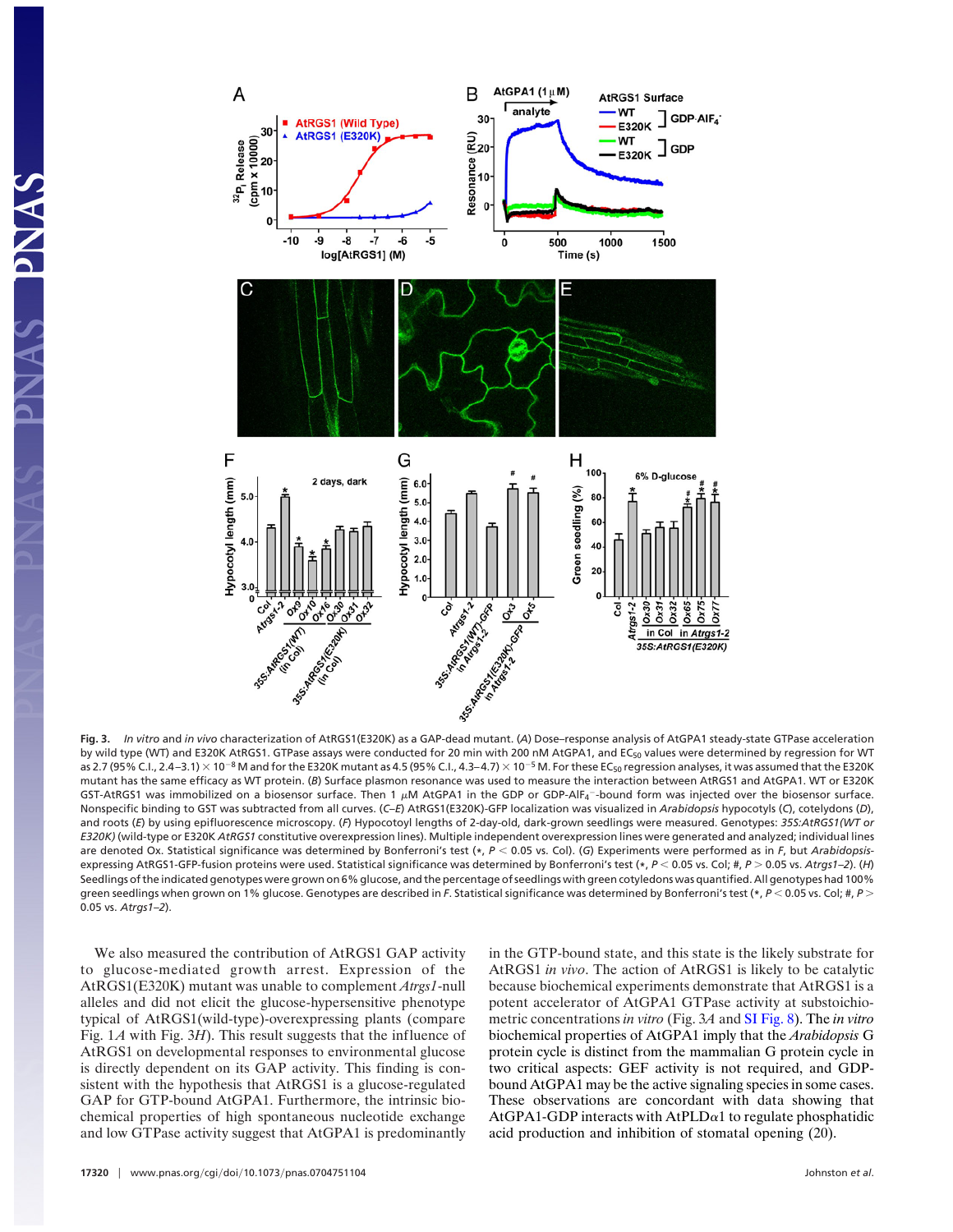**Fig. 3.** *In vitro* and *in vivo* characterization of AtRGS1(E320K) as a GAP-dead mutant. (*A*) Dose–response analysis of AtGPA1 steady-state GTPase acceleration by wild type (WT) and E320K AtRGS1. GTPase assays were conducted for 20 min with 200 nM AtGPA1, and $EC_{50}$ values were determined by regression for WT as 2.7 (95% C.I., 2.4–3.1) $\times 10^{-8}$ M and for the E320K mutant as 4.5 (95% C.I., 4.3–4.7) $\times 10^{-5}$ M. For these $EC_{50}$ regression analyses, it was assumed that the E320K mutant has the same efficacy as WT protein. (*B*) Surface plasmon resonance was used to measure the interaction between AtRGS1 and AtGPA1. WT or E320K GST-AtRGS1 was immobilized on a biosensor surface. Then 1 μM AtGPA1 in the GDP or GDP-$AlF_4^-$-bound form was injected over the biosensor surface. Nonspecific binding to GST was subtracted from all curves. (*C–E*) AtRGS1(E320K)-GFP localization was visualized in *Arabidopsis* hypocotyls (*C*), cotelydons (*D*), and roots (*E*) by using epifluorescence microscopy. (*F*) Hypocotyl lengths of 2-day-old, dark-grown seedlings were measured. Genotypes: *35S:AtRGS1(WT or E320K)* (wild-type or E320K *AtRGS1* constitutive overexpression lines). Multiple independent overexpression lines were generated and analyzed; individual lines are denoted Ox. Statistical significance was determined by Bonferroni's test (*, $P < 0.05$ vs. Col). (*G*) Experiments were performed as in *F*, but *Arabidopsis*-expressing AtRGS1-GFP-fusion proteins were used. Statistical significance was determined by Bonferroni's test (*, $P < 0.05$ vs. Col; #, $P > 0.05$ vs. *Atrgs1–2*). (*H*) Seedlings of the indicated genotypes were grown on 6% glucose, and the percentage of seedlings with green cotyledons was quantified. All genotypes had 100% green seedlings when grown on 1% glucose. Genotypes are described in *F*. Statistical significance was determined by Bonferroni's test (*, $P < 0.05$ vs. Col; #, $P > 0.05$ vs. *Atrgs1–2*).

We also measured the contribution of AtRGS1 GAP activity to glucose-mediated growth arrest. Expression of the AtRGS1(E320K) mutant was unable to complement *Atrgs1*-null alleles and did not elicit the glucose-hypersensitive phenotype typical of AtRGS1(wild-type)-overexpressing plants (compare Fig. 1*A* with Fig. 3*H*). This result suggests that the influence of AtRGS1 on developmental responses to environmental glucose is directly dependent on its GAP activity. This finding is consistent with the hypothesis that AtRGS1 is a glucose-regulated GAP for GTP-bound AtGPA1. Furthermore, the intrinsic biochemical properties of high spontaneous nucleotide exchange and low GTPase activity suggest that AtGPA1 is predominantly in the GTP-bound state, and this state is the likely substrate for AtRGS1 *in vivo*. The action of AtRGS1 is likely to be catalytic because biochemical experiments demonstrate that AtRGS1 is a potent accelerator of AtGPA1 GTPase activity at substoichiometric concentrations *in vitro* (Fig. 3*A* and SI Fig. 8). The *in vitro* biochemical properties of AtGPA1 imply that the *Arabidopsis* G protein cycle is distinct from the mammalian G protein cycle in two critical aspects: GEF activity is not required, and GDP-bound AtGPA1 may be the active signaling species in some cases. These observations are concordant with data showing that AtGPA1-GDP interacts with AtPLDα1 to regulate phosphatidic acid production and inhibition of stomatal opening (20).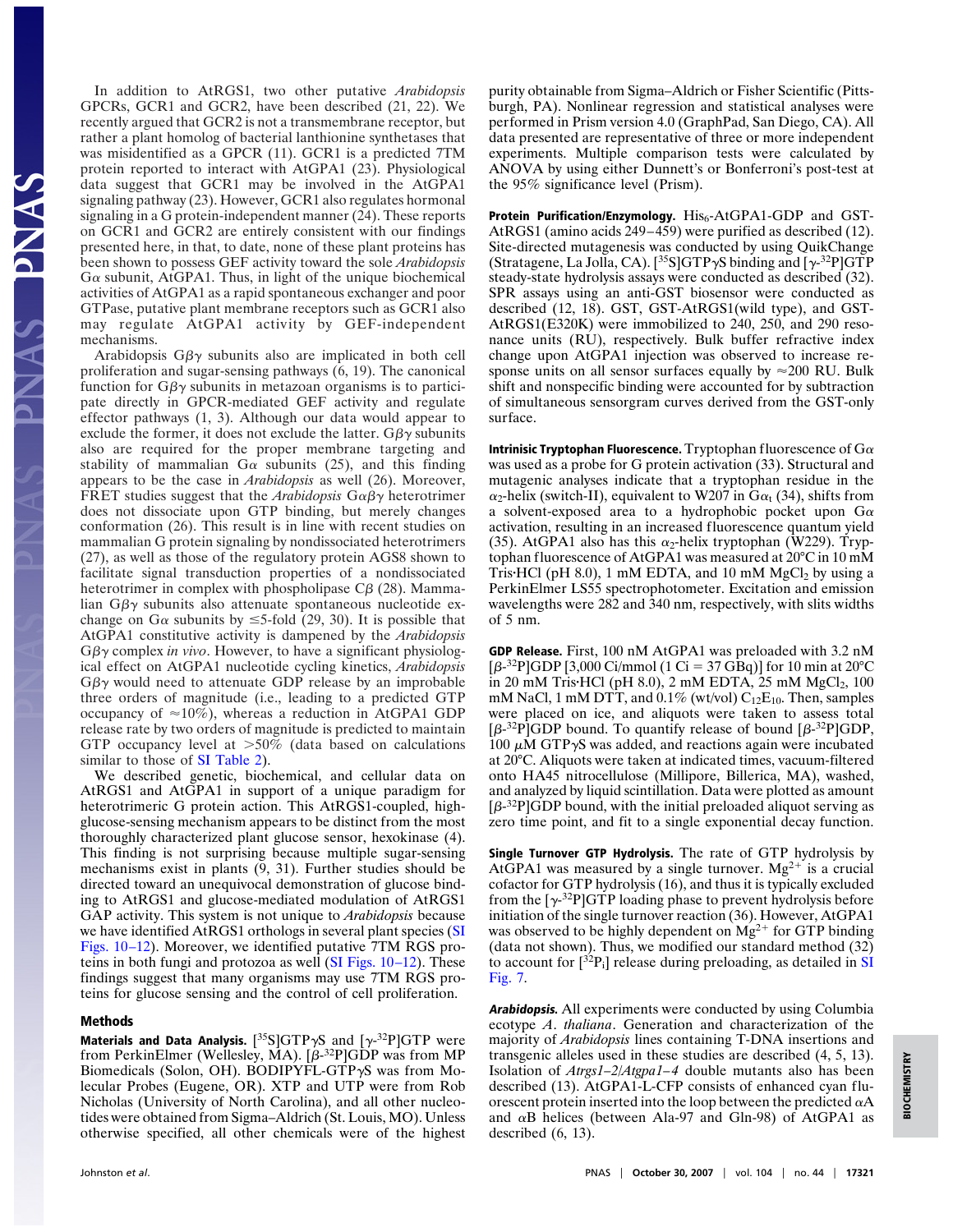In addition to AtRGS1, two other putative *Arabidopsis* GPCRs, GCR1 and GCR2, have been described (21, 22). We recently argued that GCR2 is not a transmembrane receptor, but rather a plant homolog of bacterial lanthionine synthetases that was misidentified as a GPCR (11). GCR1 is a predicted 7TM protein reported to interact with AtGPA1 (23). Physiological data suggest that GCR1 may be involved in the AtGPA1 signaling pathway (23). However, GCR1 also regulates hormonal signaling in a G protein-independent manner (24). These reports on GCR1 and GCR2 are entirely consistent with our findings presented here, in that, to date, none of these plant proteins has been shown to possess GEF activity toward the sole *Arabidopsis* Gα subunit, AtGPA1. Thus, in light of the unique biochemical activities of AtGPA1 as a rapid spontaneous exchanger and poor GTPase, putative plant membrane receptors such as GCR1 also may regulate AtGPA1 activity by GEF-independent mechanisms.

Arabidopsis Gβγ subunits also are implicated in both cell proliferation and sugar-sensing pathways (6, 19). The canonical function for Gβγ subunits in metazoan organisms is to participate directly in GPCR-mediated GEF activity and regulate effector pathways (1, 3). Although our data would appear to exclude the former, it does not exclude the latter. Gβγ subunits also are required for the proper membrane targeting and stability of mammalian Gα subunits (25), and this finding appears to be the case in *Arabidopsis* as well (26). Moreover, FRET studies suggest that the *Arabidopsis* Gαβγ heterotrimer does not dissociate upon GTP binding, but merely changes conformation (26). This result is in line with recent studies on mammalian G protein signaling by nondissociated heterotrimers (27), as well as those of the regulatory protein AGS8 shown to facilitate signal transduction properties of a nondissociated heterotrimer in complex with phospholipase Cβ (28). Mammalian Gβγ subunits also attenuate spontaneous nucleotide exchange on Gα subunits by ≤5-fold (29, 30). It is possible that AtGPA1 constitutive activity is dampened by the *Arabidopsis* Gβγ complex *in vivo*. However, to have a significant physiological effect on AtGPA1 nucleotide cycling kinetics, *Arabidopsis* Gβγ would need to attenuate GDP release by an improbable three orders of magnitude (i.e., leading to a predicted GTP occupancy of ≈10%), whereas a reduction in AtGPA1 GDP release rate by two orders of magnitude is predicted to maintain GTP occupancy level at >50% (data based on calculations similar to those of SI Table 2).

We described genetic, biochemical, and cellular data on AtRGS1 and AtGPA1 in support of a unique paradigm for heterotrimeric G protein action. This AtRGS1-coupled, high-glucose-sensing mechanism appears to be distinct from the most thoroughly characterized plant glucose sensor, hexokinase (4). This finding is not surprising because multiple sugar-sensing mechanisms exist in plants (9, 31). Further studies should be directed toward an unequivocal demonstration of glucose binding to AtRGS1 and glucose-mediated modulation of AtRGS1 GAP activity. This system is not unique to *Arabidopsis* because we have identified AtRGS1 orthologs in several plant species (SI Figs. 10–12). Moreover, we identified putative 7TM RGS proteins in both fungi and protozoa as well (SI Figs. 10–12). These findings suggest that many organisms may use 7TM RGS proteins for glucose sensing and the control of cell proliferation.

## Methods

**Materials and Data Analysis.** [$^{35}$S]GTPγS and [γ-$^{32}$P]GTP were from PerkinElmer (Wellesley, MA). [β-$^{32}$P]GDP was from MP Biomedicals (Solon, OH). BODIPYFL-GTPγS was from Molecular Probes (Eugene, OR). XTP and UTP were from Rob Nicholas (University of North Carolina), and all other nucleotides were obtained from Sigma–Aldrich (St. Louis, MO). Unless otherwise specified, all other chemicals were of the highest purity obtainable from Sigma–Aldrich or Fisher Scientific (Pittsburgh, PA). Nonlinear regression and statistical analyses were performed in Prism version 4.0 (GraphPad, San Diego, CA). All data presented are representative of three or more independent experiments. Multiple comparison tests were calculated by ANOVA by using either Dunnett's or Bonferroni's post-test at the 95% significance level (Prism).

**Protein Purification/Enzymology.** His$_6$-AtGPA1-GDP and GST-AtRGS1 (amino acids 249–459) were purified as described (12). Site-directed mutagenesis was conducted by using QuikChange (Stratagene, La Jolla, CA). [$^{35}$S]GTPγS binding and [γ-$^{32}$P]GTP steady-state hydrolysis assays were conducted as described (32). SPR assays using an anti-GST biosensor were conducted as described (12, 18). GST, GST-AtRGS1(wild type), and GST-AtRGS1(E320K) were immobilized to 240, 250, and 290 resonance units (RU), respectively. Bulk buffer refractive index change upon AtGPA1 injection was observed to increase response units on all sensor surfaces equally by ≈200 RU. Bulk shift and nonspecific binding were accounted for by subtraction of simultaneous sensorgram curves derived from the GST-only surface.

**Intrinsic Tryptophan Fluorescence.** Tryptophan fluorescence of Gα was used as a probe for G protein activation (33). Structural and mutagenic analyses indicate that a tryptophan residue in the $\alpha_2$-helix (switch-II), equivalent to W207 in $G\alpha_t$ (34), shifts from a solvent-exposed area to a hydrophobic pocket upon Gα activation, resulting in an increased fluorescence quantum yield (35). AtGPA1 also has this $\alpha_2$-helix tryptophan (W229). Tryptophan fluorescence of AtGPA1 was measured at 20°C in 10 mM Tris·HCl (pH 8.0), 1 mM EDTA, and 10 mM $MgCl_2$ by using a PerkinElmer LS55 spectrophotometer. Excitation and emission wavelengths were 282 and 340 nm, respectively, with slits widths of 5 nm.

**GDP Release.** First, 100 nM AtGPA1 was preloaded with 3.2 nM [β-$^{32}$P]GDP [3,000 Ci/mmol (1 Ci = 37 GBq)] for 10 min at 20°C in 20 mM Tris·HCl (pH 8.0), 2 mM EDTA, 25 mM $MgCl_2$, 100 mM NaCl, 1 mM DTT, and 0.1% (wt/vol) $C_{12}E_{10}$. Then, samples were placed on ice, and aliquots were taken to assess total [β-$^{32}$P]GDP bound. To quantify release of bound [β-$^{32}$P]GDP, 100 μM GTPγS was added, and reactions again were incubated at 20°C. Aliquots were taken at indicated times, vacuum-filtered onto HA45 nitrocellulose (Millipore, Billerica, MA), washed, and analyzed by liquid scintillation. Data were plotted as amount [β-$^{32}$P]GDP bound, with the initial preloaded aliquot serving as zero time point, and fit to a single exponential decay function.

**Single Turnover GTP Hydrolysis.** The rate of GTP hydrolysis by AtGPA1 was measured by a single turnover. $Mg^{2+}$ is a crucial cofactor for GTP hydrolysis (16), and thus it is typically excluded from the [γ-$^{32}$P]GTP loading phase to prevent hydrolysis before initiation of the single turnover reaction (36). However, AtGPA1 was observed to be highly dependent on $Mg^{2+}$ for GTP binding (data not shown). Thus, we modified our standard method (32) to account for [$^{32}$P$_i$] release during preloading, as detailed in SI Fig. 7.

***Arabidopsis.*** All experiments were conducted by using Columbia ecotype *A. thaliana*. Generation and characterization of the majority of *Arabidopsis* lines containing T-DNA insertions and transgenic alleles used in these studies are described (4, 5, 13). Isolation of *Atrgs1–2/Atgpa1–4* double mutants also has been described (13). AtGPA1-L-CFP consists of enhanced cyan fluorescent protein inserted into the loop between the predicted αA and αB helices (between Ala-97 and Gln-98) of AtGPA1 as described (6, 13).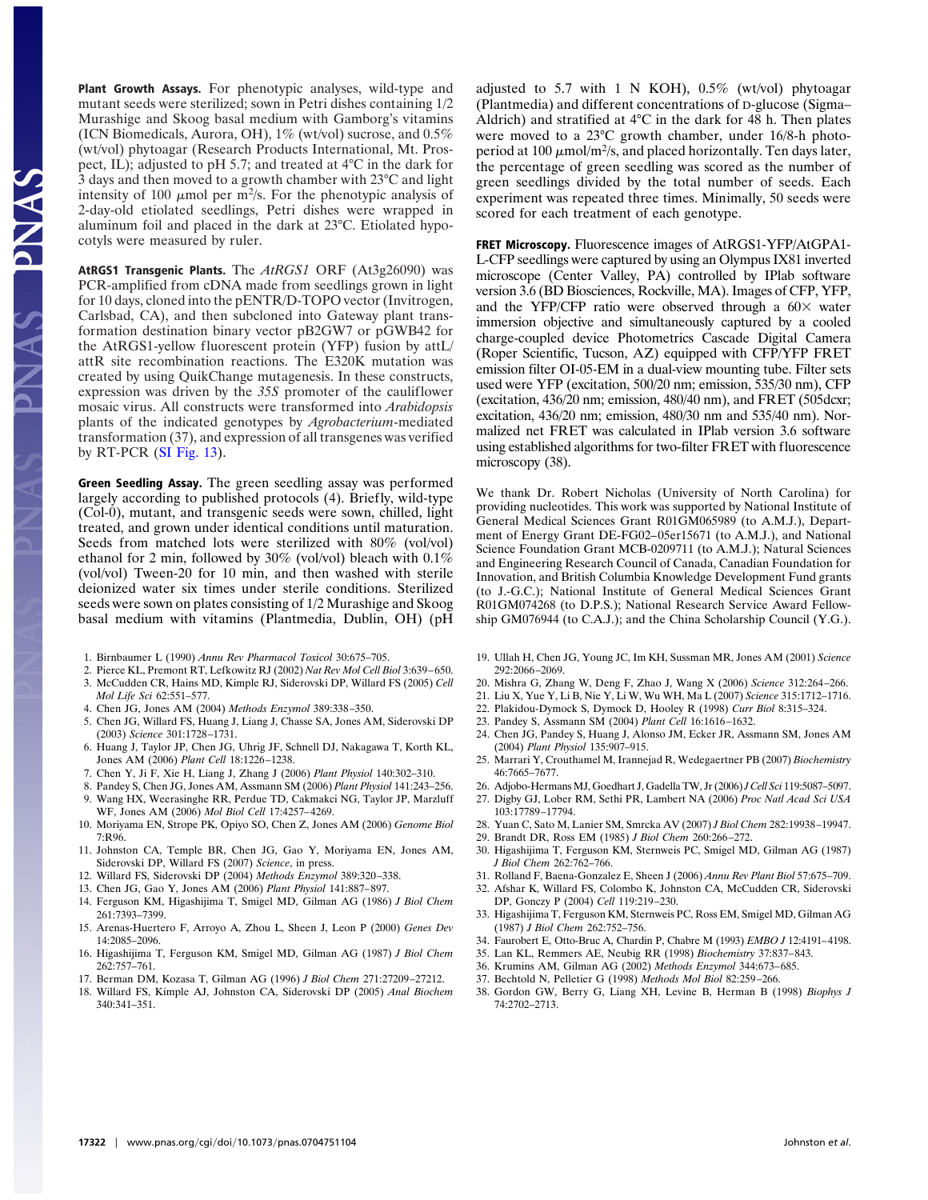**Plant Growth Assays.** For phenotypic analyses, wild-type and mutant seeds were sterilized; sown in Petri dishes containing 1/2 Murashige and Skoog basal medium with Gamborg's vitamins (ICN Biomedicals, Aurora, OH), 1% (wt/vol) sucrose, and 0.5% (wt/vol) phytoagar (Research Products International, Mt. Prospect, IL); adjusted to pH 5.7; and stratified at 4°C in the dark for 3 days and then moved to a growth chamber with 23°C and light intensity of 100 $\mu$mol per $m^2$/s. For the phenotypic analysis of 2-day-old etiolated seedlings, Petri dishes were wrapped in aluminum foil and placed in the dark at 23°C. Etiolated hypocotyls were measured by ruler.

**AtRGS1 Transgenic Plants.** The *AtRGS1* ORF (At3g26090) was PCR-amplified from cDNA made from seedlings grown in light for 10 days, cloned into the pENTR/D-TOPO vector (Invitrogen, Carlsbad, CA), and then subcloned into Gateway plant transformation destination binary vector pB2GW7 or pGWB42 for the AtRGS1-yellow fluorescent protein (YFP) fusion by attL/attR site recombination reactions. The E320K mutation was created by using QuikChange mutagenesis. In these constructs, expression was driven by the *35S* promoter of the cauliflower mosaic virus. All constructs were transformed into *Arabidopsis* plants of the indicated genotypes by *Agrobacterium*-mediated transformation (37), and expression of all transgenes was verified by RT-PCR (SI Fig. 13).

**Green Seedling Assay.** The green seedling assay was performed largely according to published protocols (4). Briefly, wild-type (Col-0), mutant, and transgenic seeds were sown, chilled, light treated, and grown under identical conditions until maturation. Seeds from matched lots were sterilized with 80% (vol/vol) ethanol for 2 min, followed by 30% (vol/vol) bleach with 0.1% (vol/vol) Tween-20 for 10 min, and then washed with sterile deionized water six times under sterile conditions. Sterilized seeds were sown on plates consisting of 1/2 Murashige and Skoog basal medium with vitamins (Plantmedia, Dublin, OH) (pH adjusted to 5.7 with 1 N KOH), 0.5% (wt/vol) phytoagar (Plantmedia) and different concentrations of D-glucose (Sigma–Aldrich) and stratified at 4°C in the dark for 48 h. Then plates were moved to a 23°C growth chamber, under 16/8-h photoperiod at 100 $\mu$mol/$m^2$/s, and placed horizontally. Ten days later, the percentage of green seedling was scored as the number of green seedlings divided by the total number of seeds. Each experiment was repeated three times. Minimally, 50 seeds were scored for each treatment of each genotype.

**FRET Microscopy.** Fluorescence images of AtRGS1-YFP/AtGPA1-L-CFP seedlings were captured by using an Olympus IX81 inverted microscope (Center Valley, PA) controlled by IPlab software version 3.6 (BD Biosciences, Rockville, MA). Images of CFP, YFP, and the YFP/CFP ratio were observed through a 60× water immersion objective and simultaneously captured by a cooled charge-coupled device Photometrics Cascade Digital Camera (Roper Scientific, Tucson, AZ) equipped with CFP/YFP FRET emission filter OI-05-EM in a dual-view mounting tube. Filter sets used were YFP (excitation, 500/20 nm; emission, 535/30 nm), CFP (excitation, 436/20 nm; emission, 480/40 nm), and FRET (505dcxr; excitation, 436/20 nm; emission, 480/30 nm and 535/40 nm). Normalized net FRET was calculated in IPlab version 3.6 software using established algorithms for two-filter FRET with fluorescence microscopy (38).

We thank Dr. Robert Nicholas (University of North Carolina) for providing nucleotides. This work was supported by National Institute of General Medical Sciences Grant R01GM065989 (to A.M.J.), Department of Energy Grant DE-FG02–05er15671 (to A.M.J.), and National Science Foundation Grant MCB-0209711 (to A.M.J.); Natural Sciences and Engineering Research Council of Canada, Canadian Foundation for Innovation, and British Columbia Knowledge Development Fund grants (to J.-G.C.); National Institute of General Medical Sciences Grant R01GM074268 (to D.P.S.); National Research Service Award Fellowship GM076944 (to C.A.J.); and the China Scholarship Council (Y.G.).

1. Birnbaumer L (1990) *Annu Rev Pharmacol Toxicol* 30:675–705.
2. Pierce KL, Premont RT, Lefkowitz RJ (2002) *Nat Rev Mol Cell Biol* 3:639–650.
3. McCudden CR, Hains MD, Kimple RJ, Siderovski DP, Willard FS (2005) *Cell Mol Life Sci* 62:551–577.
4. Chen JG, Jones AM (2004) *Methods Enzymol* 389:338–350.
5. Chen JG, Willard FS, Huang J, Liang J, Chasse SA, Jones AM, Siderovski DP (2003) *Science* 301:1728–1731.
6. Huang J, Taylor JP, Chen JG, Uhrig JF, Schnell DJ, Nakagawa T, Korth KL, Jones AM (2006) *Plant Cell* 18:1226–1238.
7. Chen Y, Ji F, Xie H, Liang J, Zhang J (2006) *Plant Physiol* 140:302–310.
8. Pandey S, Chen JG, Jones AM, Assmann SM (2006) *Plant Physiol* 141:243–256.
9. Wang HX, Weerasinghe RR, Perdue TD, Cakmakci NG, Taylor JP, Marzluff WF, Jones AM (2006) *Mol Biol Cell* 17:4257–4269.
10. Moriyama EN, Strope PK, Opiyo SO, Chen Z, Jones AM (2006) *Genome Biol* 7:R96.
11. Johnston CA, Temple BR, Chen JG, Gao Y, Moriyama EN, Jones AM, Siderovski DP, Willard FS (2007) *Science*, in press.
12. Willard FS, Siderovski DP (2004) *Methods Enzymol* 389:320–338.
13. Chen JG, Gao Y, Jones AM (2006) *Plant Physiol* 141:887–897.
14. Ferguson KM, Higashijima T, Smigel MD, Gilman AG (1986) *J Biol Chem* 261:7393–7399.
15. Arenas-Huertero F, Arroyo A, Zhou L, Sheen J, Leon P (2000) *Genes Dev* 14:2085–2096.
16. Higashijima T, Ferguson KM, Smigel MD, Gilman AG (1987) *J Biol Chem* 262:757–761.
17. Berman DM, Kozasa T, Gilman AG (1996) *J Biol Chem* 271:27209–27212.
18. Willard FS, Kimple AJ, Johnston CA, Siderovski DP (2005) *Anal Biochem* 340:341–351.
19. Ullah H, Chen JG, Young JC, Im KH, Sussman MR, Jones AM (2001) *Science* 292:2066–2069.
20. Mishra G, Zhang W, Deng F, Zhao J, Wang X (2006) *Science* 312:264–266.
21. Liu X, Yue Y, Li B, Nie Y, Li W, Wu WH, Ma L (2007) *Science* 315:1712–1716.
22. Plakidou-Dymock S, Dymock D, Hooley R (1998) *Curr Biol* 8:315–324.
23. Pandey S, Assmann SM (2004) *Plant Cell* 16:1616–1632.
24. Chen JG, Pandey S, Huang J, Alonso JM, Ecker JR, Assmann SM, Jones AM (2004) *Plant Physiol* 135:907–915.
25. Marrari Y, Crouthamel M, Irannejad R, Wedegaertner PB (2007) *Biochemistry* 46:7665–7677.
26. Adjobo-Hermans MJ, Goedhart J, Gadella TW, Jr (2006) *J Cell Sci* 119:5087–5097.
27. Digby GJ, Lober RM, Sethi PR, Lambert NA (2006) *Proc Natl Acad Sci USA* 103:17789–17794.
28. Yuan C, Sato M, Lanier SM, Smrcka AV (2007) *J Biol Chem* 282:19938–19947.
29. Brandt DR, Ross EM (1985) *J Biol Chem* 260:266–272.
30. Higashijima T, Ferguson KM, Sternweis PC, Smigel MD, Gilman AG (1987) *J Biol Chem* 262:762–766.
31. Rolland F, Baena-Gonzalez E, Sheen J (2006) *Annu Rev Plant Biol* 57:675–709.
32. Afshar K, Willard FS, Colombo K, Johnston CA, McCudden CR, Siderovski DP, Gonczy P (2004) *Cell* 119:219–230.
33. Higashijima T, Ferguson KM, Sternweis PC, Ross EM, Smigel MD, Gilman AG (1987) *J Biol Chem* 262:752–756.
34. Faurobert E, Otto-Bruc A, Chardin P, Chabre M (1993) *EMBO J* 12:4191–4198.
35. Lan KL, Remmers AE, Neubig RR (1998) *Biochemistry* 37:837–843.
36. Krumins AM, Gilman AG (2002) *Methods Enzymol* 344:673–685.
37. Bechtold N, Pelletier G (1998) *Methods Mol Biol* 82:259–266.
38. Gordon GW, Berry G, Liang XH, Levine B, Herman B (1998) *Biophys J* 74:2702–2713.